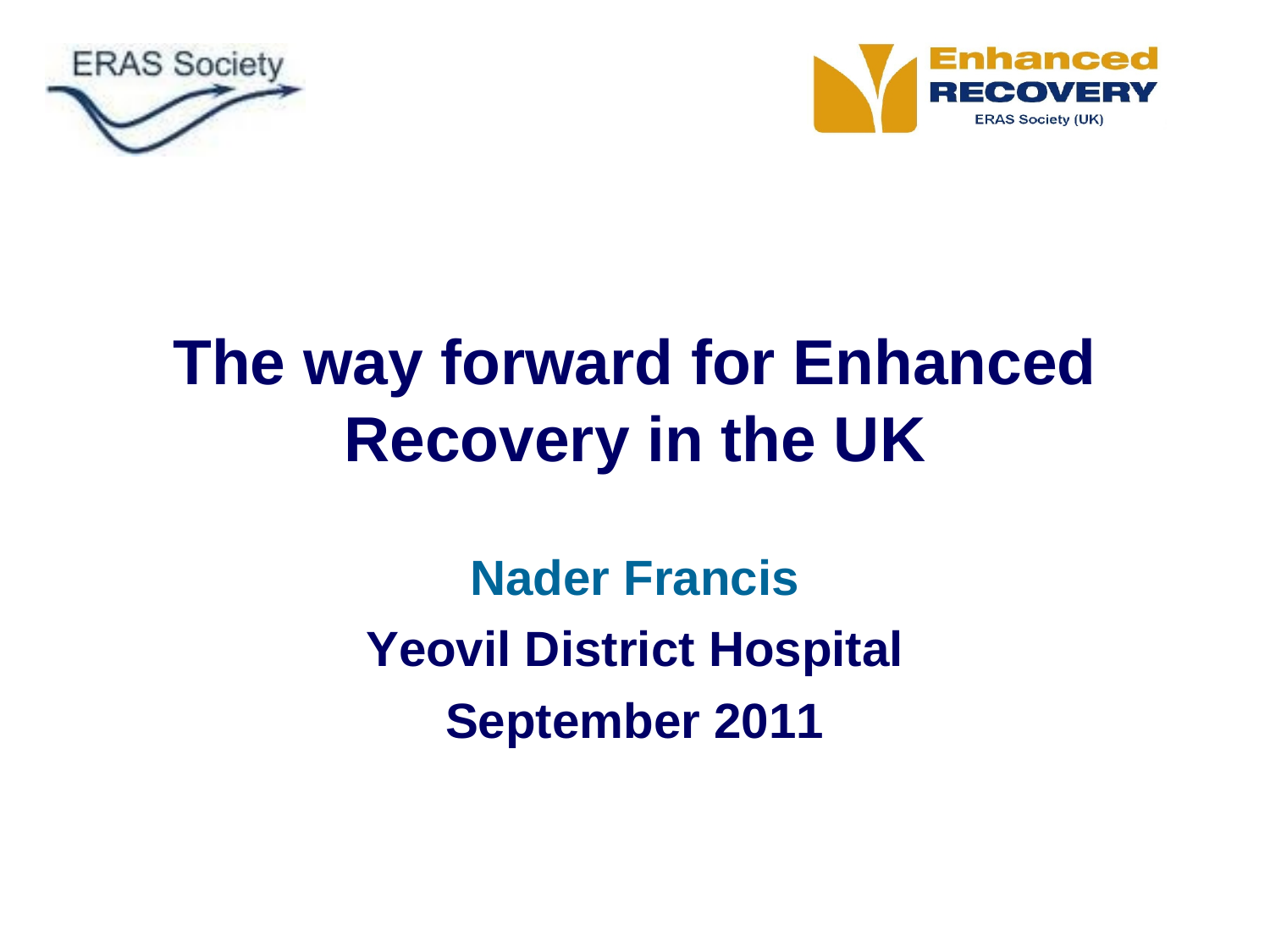ERAS Society

Enhanced RECOVERY ERAS Society (UK)

# The way forward for Enhanced Recovery in the UK

**Nader Francis**

**Yeovil District Hospital**

**September 2011**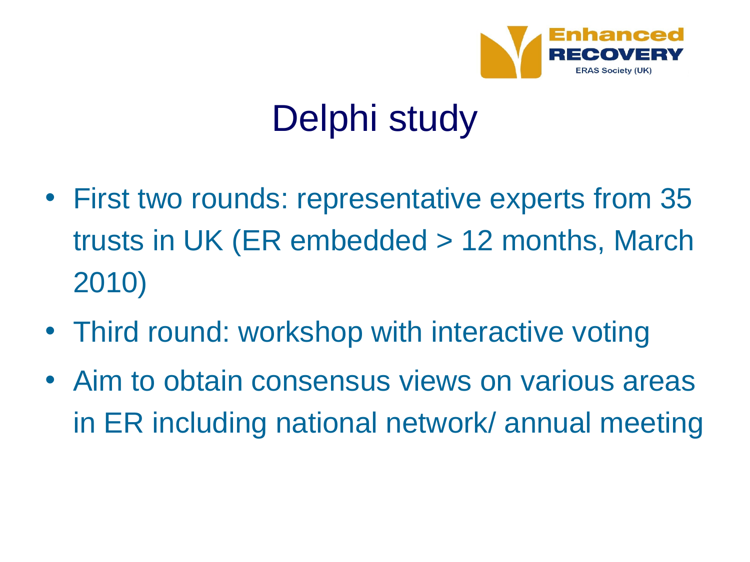# Delphi study

- First two rounds: representative experts from 35 trusts in UK (ER embedded > 12 months, March 2010)
- Third round: workshop with interactive voting
- Aim to obtain consensus views on various areas in ER including national network/ annual meeting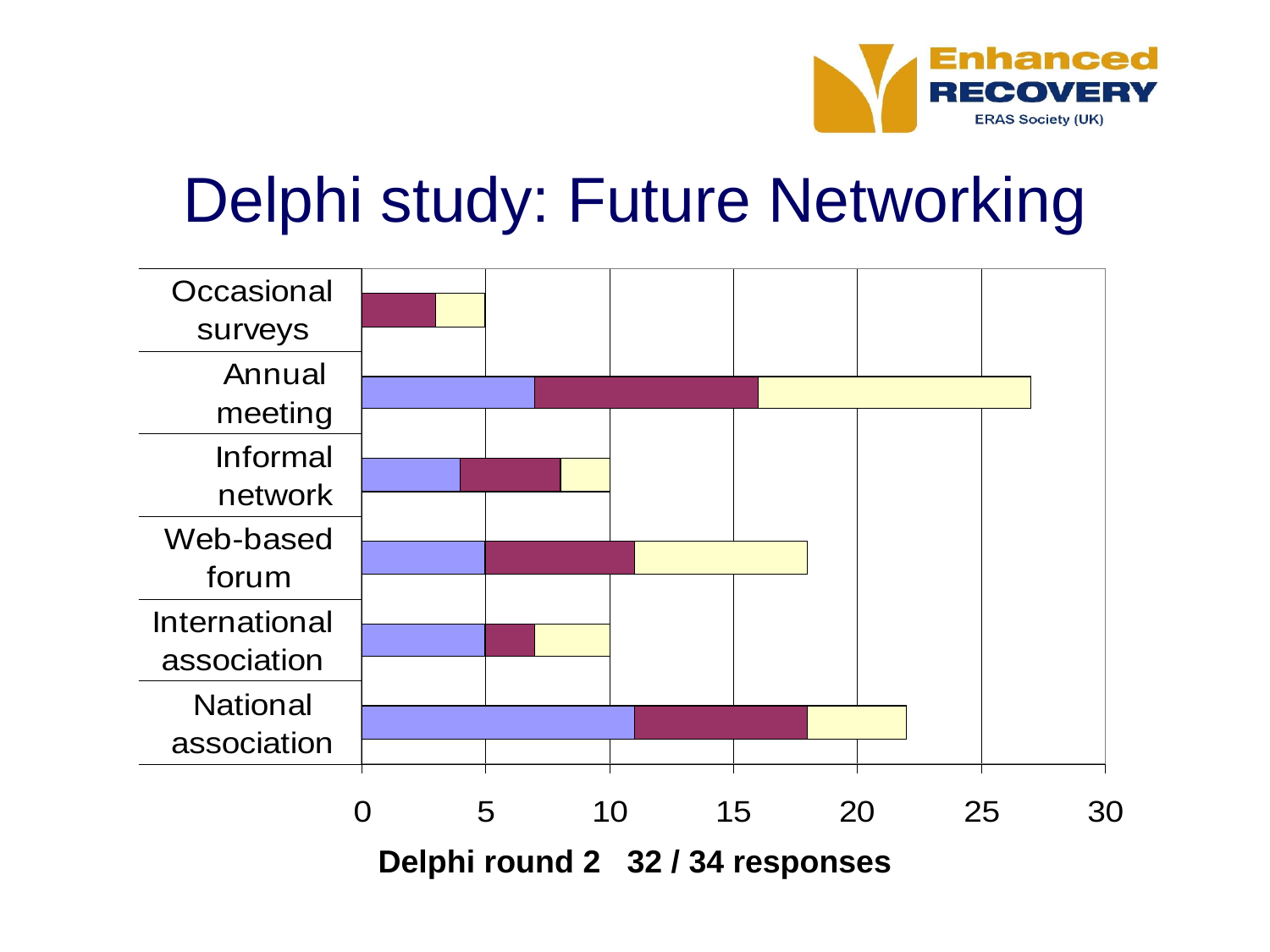# Delphi study: Future Networking

| | Segment 1 (blue) | Segment 2 (maroon) | Segment 3 (yellow) | Total |
|---|---|---|---|---|
| Occasional surveys | 0 | 3 | 2 | 5 |
| Annual meeting | 7 | 9 | 11 | 27 |
| Informal network | 4 | 4 | 2 | 10 |
| Web-based forum | 5 | 6 | 7 | 18 |
| International association | 5 | 2 | 3 | 10 |
| National association | 11 | 7 | 4 | 22 |

**Delphi round 2 32 / 34 responses**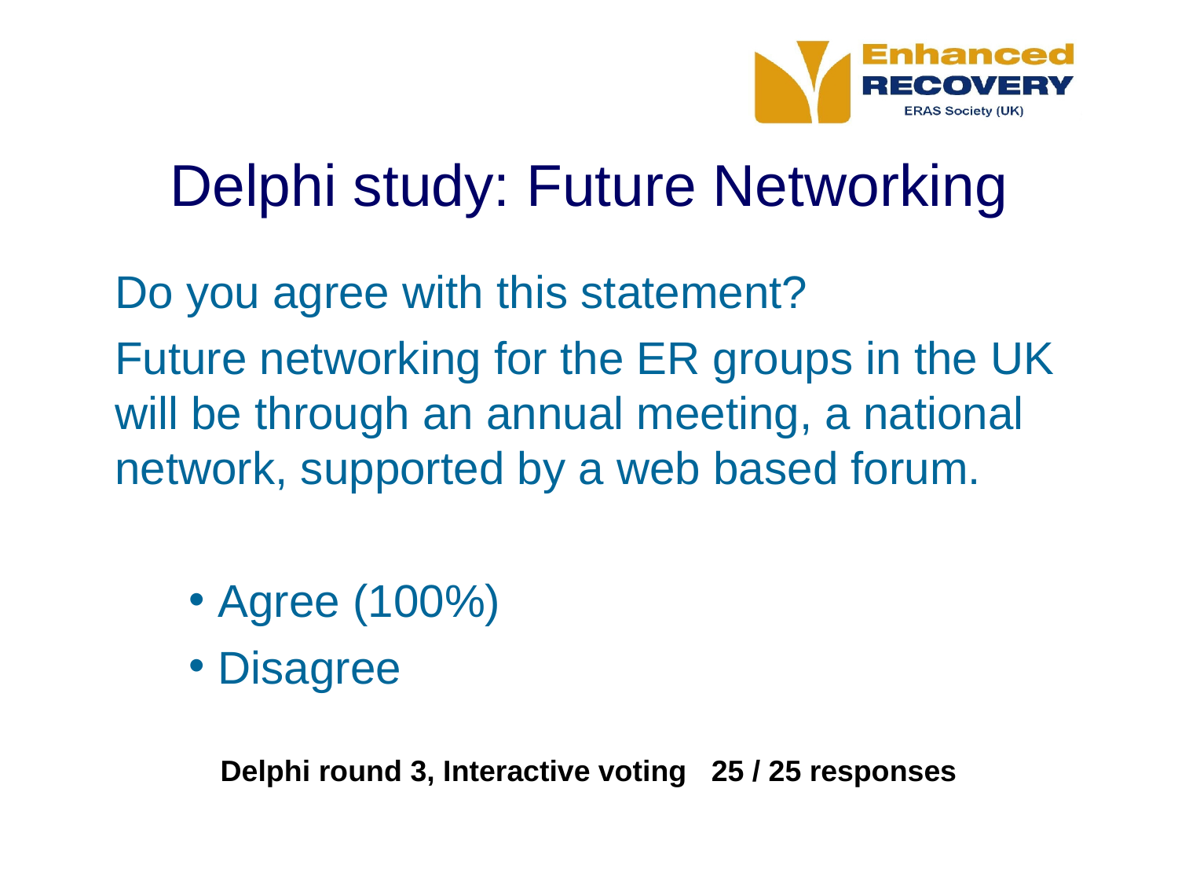# Delphi study: Future Networking

Do you agree with this statement?

Future networking for the ER groups in the UK will be through an annual meeting, a national network, supported by a web based forum.

- Agree (100%)
- Disagree

**Delphi round 3, Interactive voting 25 / 25 responses**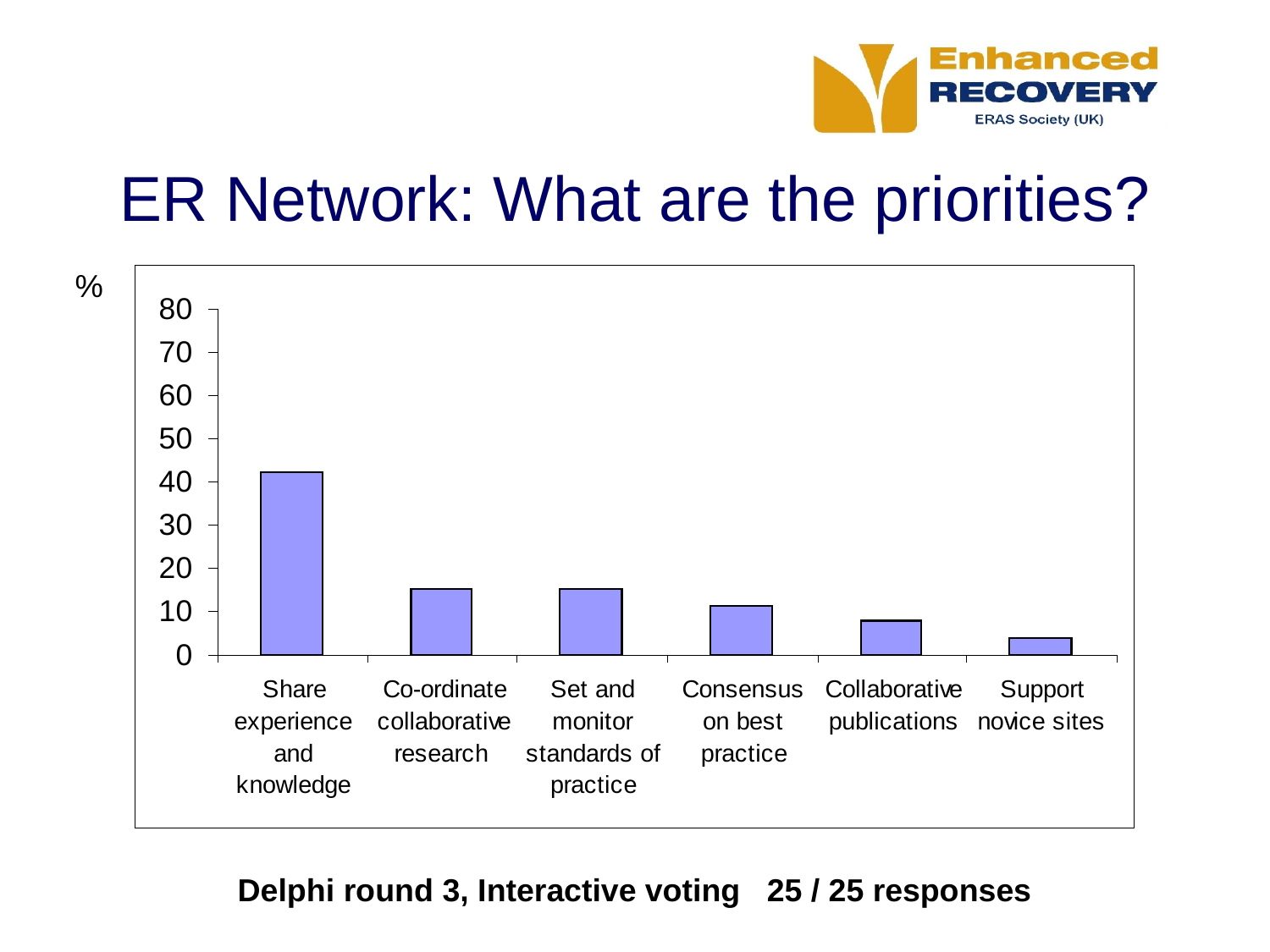# ER Network: What are the priorities?

| Priority | % |
|---|---|
| Share experience and knowledge | 42 |
| Co-ordinate collaborative research | 15 |
| Set and monitor standards of practice | 15 |
| Consensus on best practice | 11 |
| Collaborative publications | 8 |
| Support novice sites | 4 |

**Delphi round 3, Interactive voting 25 / 25 responses**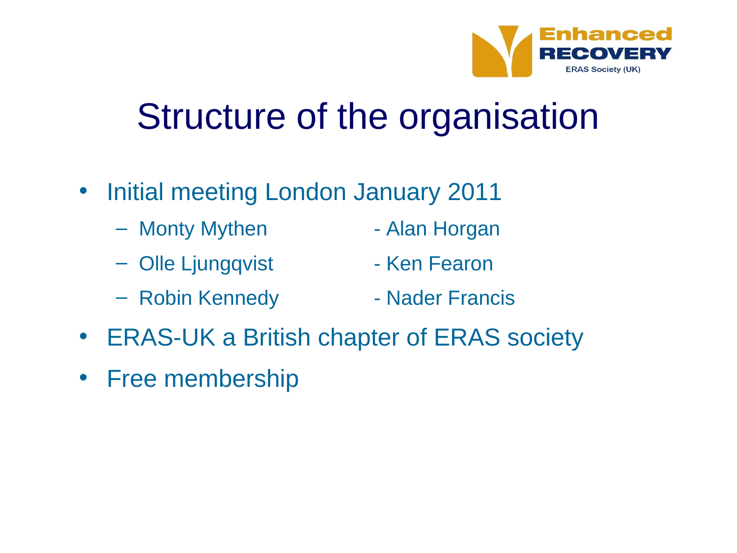# Structure of the organisation

- Initial meeting London January 2011
  - Monty Mythen
  - Olle Ljungqvist
  - Robin Kennedy
  - Alan Horgan
  - Ken Fearon
  - Nader Francis
- ERAS-UK a British chapter of ERAS society
- Free membership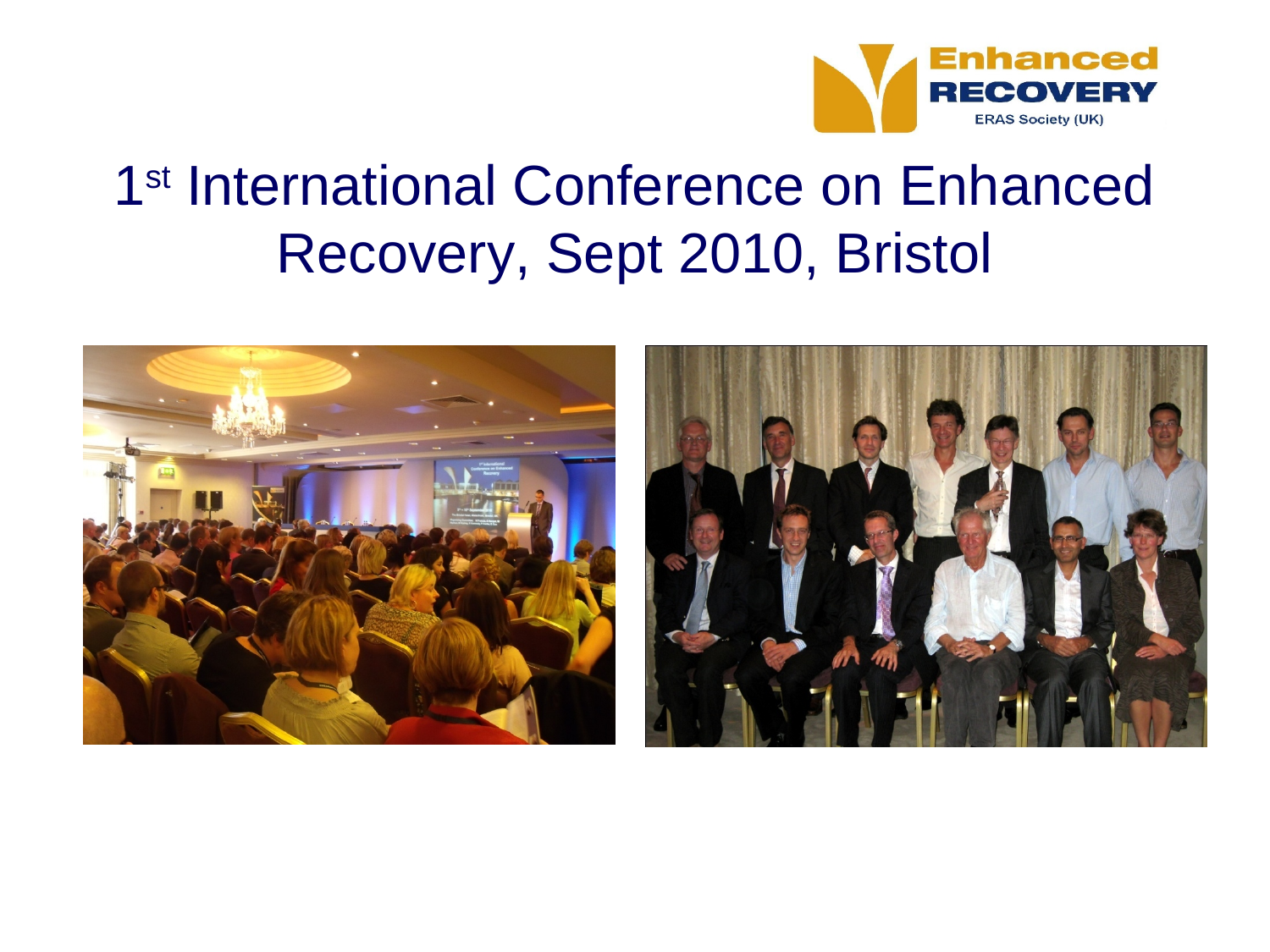Enhanced RECOVERY
ERAS Society (UK)

# 1st International Conference on Enhanced Recovery, Sept 2010, Bristol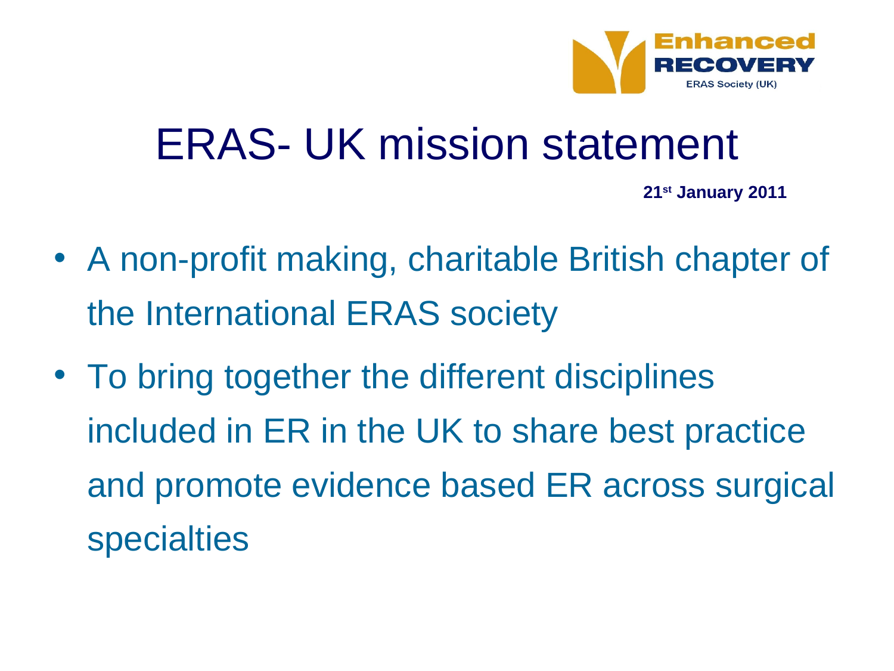Enhanced RECOVERY

ERAS Society (UK)

# ERAS- UK mission statement

**21st January 2011**

- A non-profit making, charitable British chapter of the International ERAS society
- To bring together the different disciplines included in ER in the UK to share best practice and promote evidence based ER across surgical specialties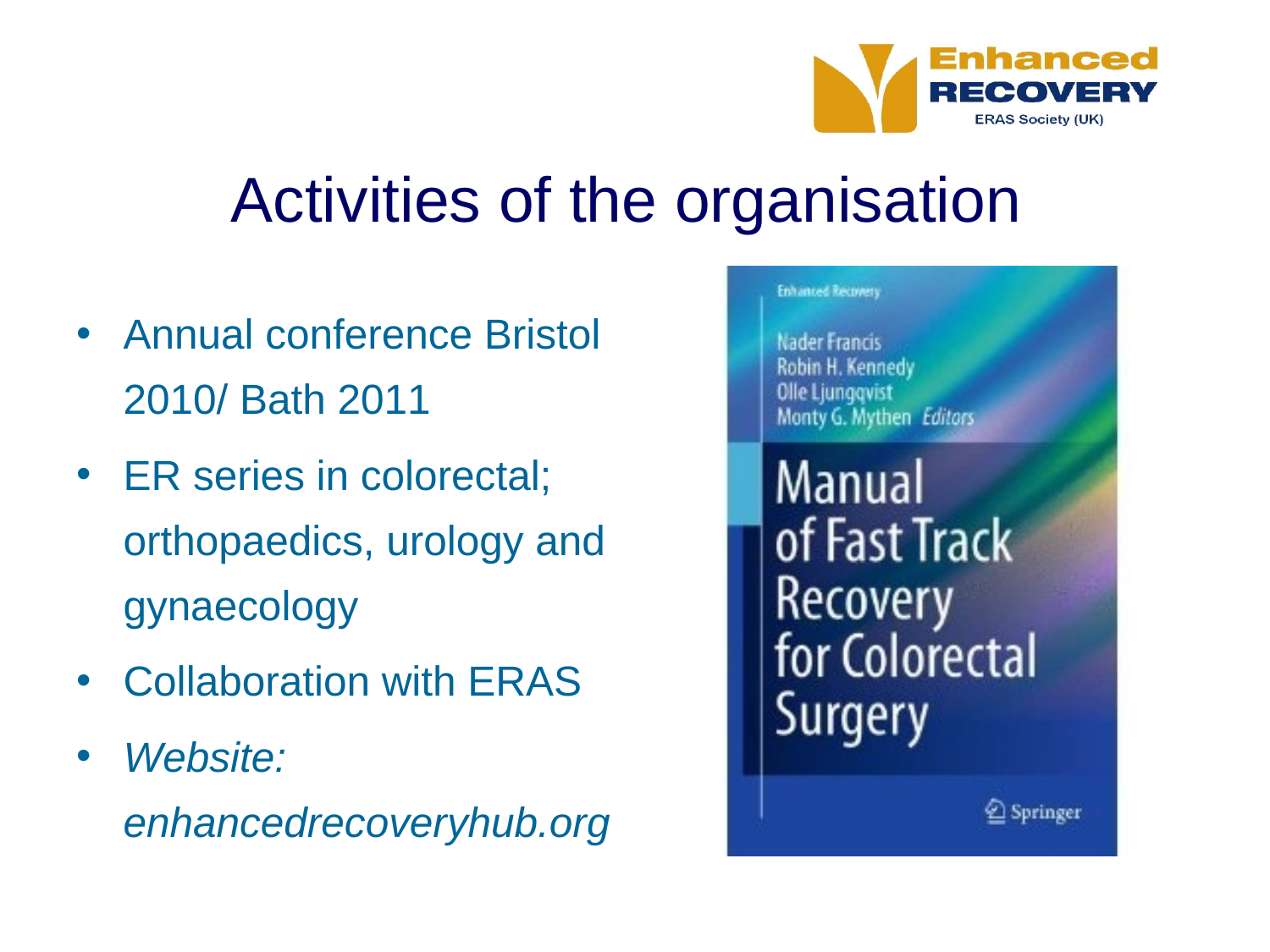# Activities of the organisation

- Annual conference Bristol 2010/ Bath 2011
- ER series in colorectal; orthopaedics, urology and gynaecology
- Collaboration with ERAS
- *Website: enhancedrecoveryhub.org*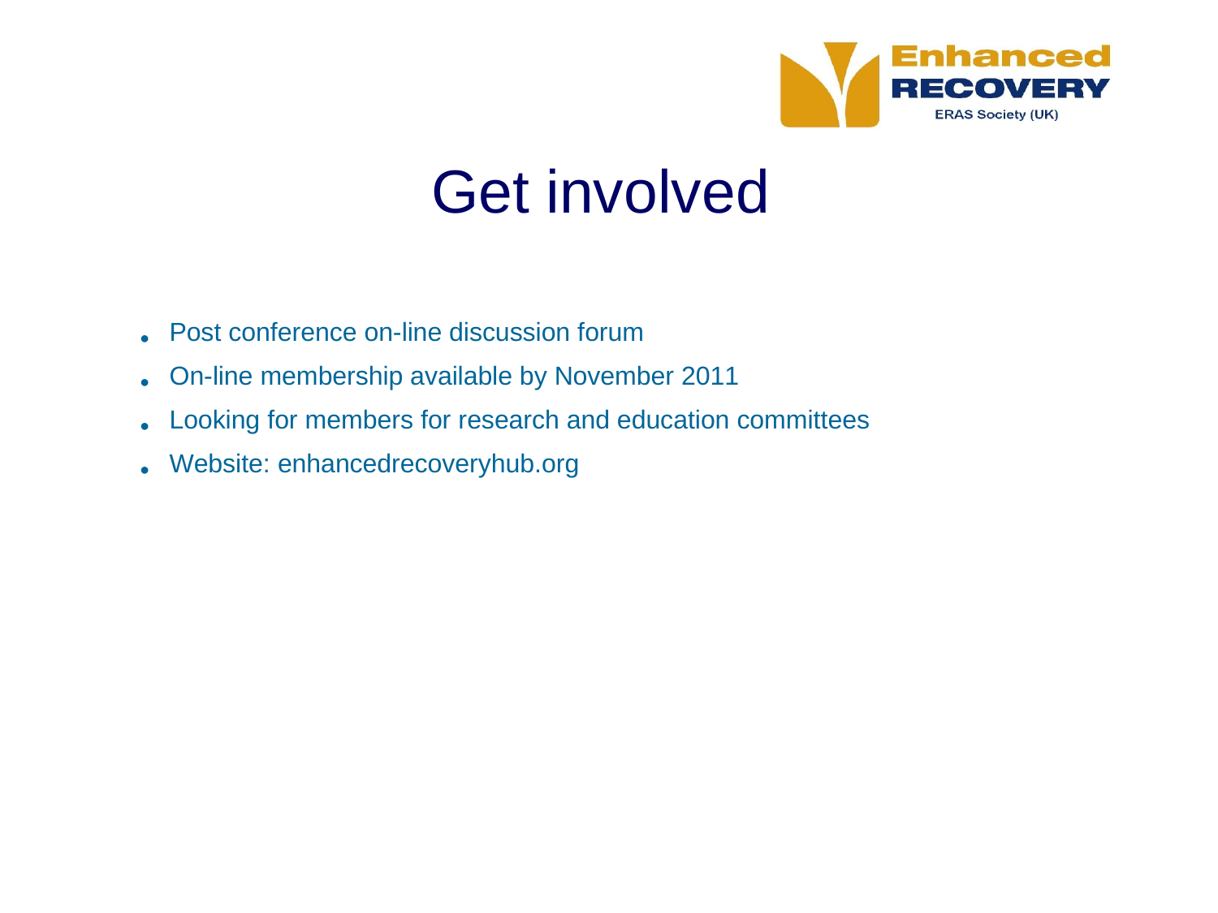Enhanced RECOVERY
ERAS Society (UK)

# Get involved

- Post conference on-line discussion forum
- On-line membership available by November 2011
- Looking for members for research and education committees
- Website: enhancedrecoveryhub.org